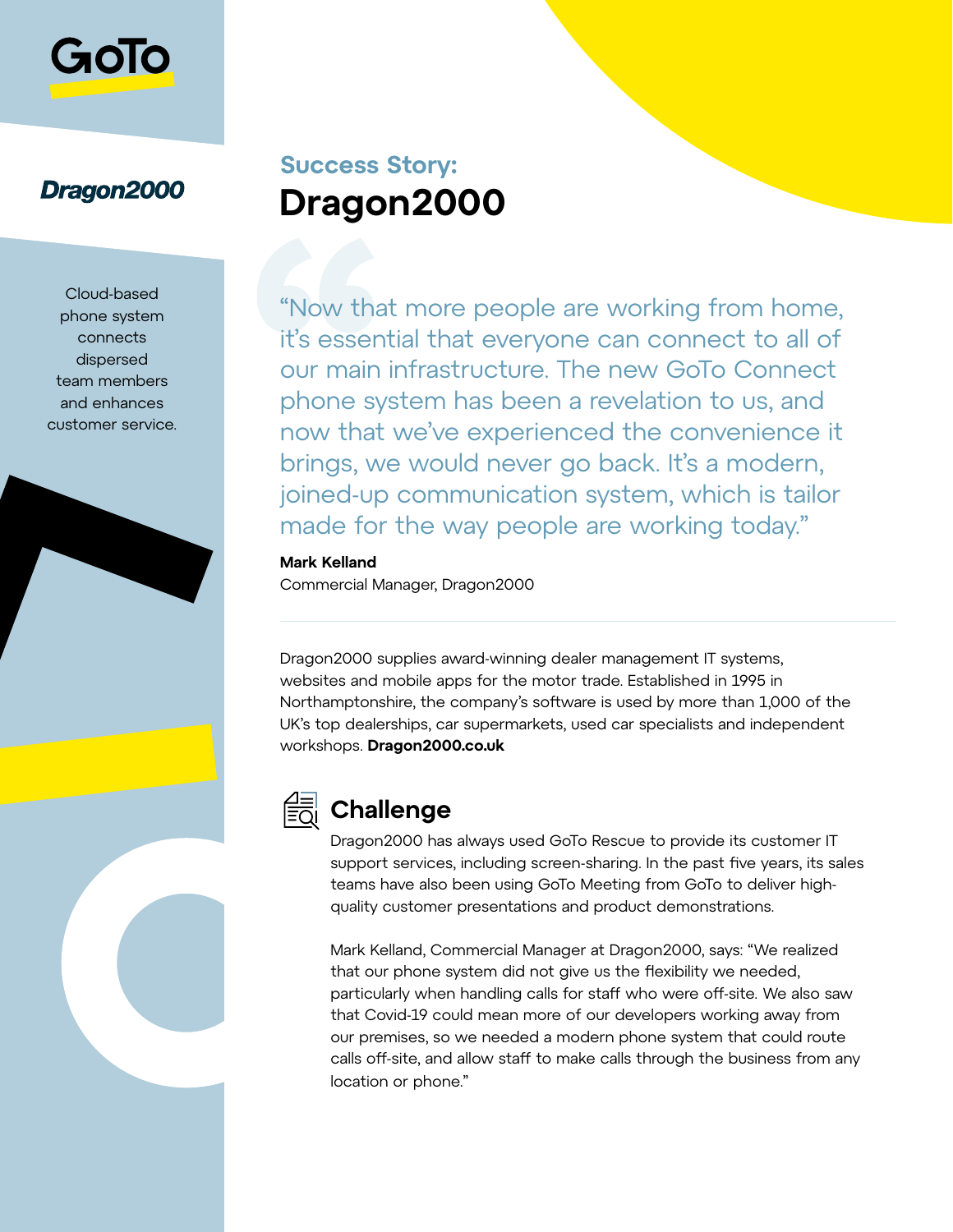GoTo

**Dragon2000**

Cloud-based phone system connects dispersed team members and enhances customer service.

## Success Story:

# Dragon2000

"Now that more people are working from home, it's essential that everyone can connect to all of our main infrastructure. The new GoTo Connect phone system has been a revelation to us, and now that we've experienced the convenience it brings, we would never go back. It's a modern, joined-up communication system, which is tailor made for the way people are working today."

**Mark Kelland**
Commercial Manager, Dragon2000

---

Dragon2000 supplies award-winning dealer management IT systems, websites and mobile apps for the motor trade. Established in 1995 in Northamptonshire, the company's software is used by more than 1,000 of the UK's top dealerships, car supermarkets, used car specialists and independent workshops. **Dragon2000.co.uk**

## Challenge

Dragon2000 has always used GoTo Rescue to provide its customer IT support services, including screen-sharing. In the past five years, its sales teams have also been using GoTo Meeting from GoTo to deliver high-quality customer presentations and product demonstrations.

Mark Kelland, Commercial Manager at Dragon2000, says: "We realized that our phone system did not give us the flexibility we needed, particularly when handling calls for staff who were off-site. We also saw that Covid-19 could mean more of our developers working away from our premises, so we needed a modern phone system that could route calls off-site, and allow staff to make calls through the business from any location or phone."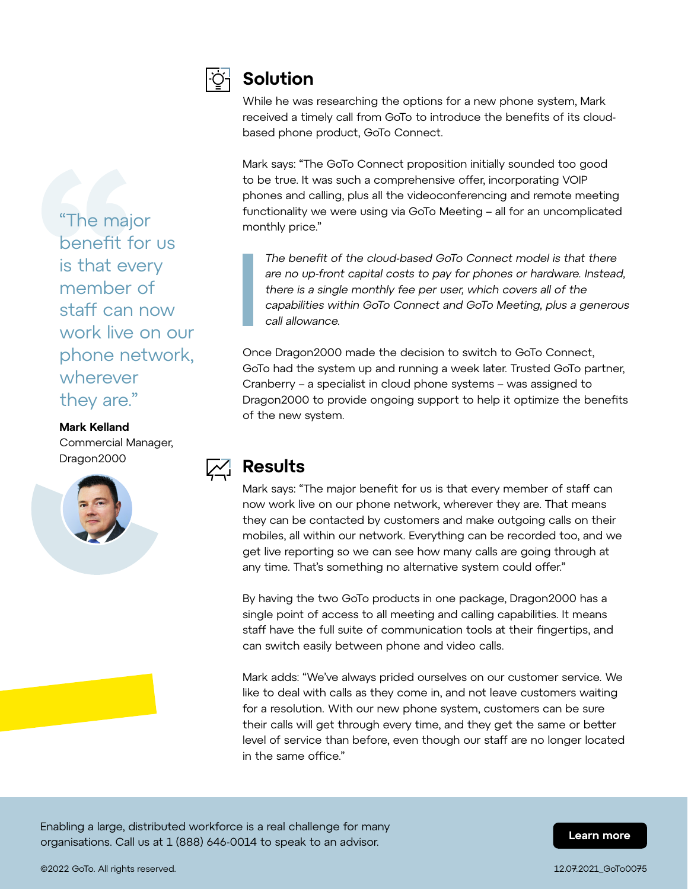## Solution

While he was researching the options for a new phone system, Mark received a timely call from GoTo to introduce the benefits of its cloud-based phone product, GoTo Connect.

Mark says: "The GoTo Connect proposition initially sounded too good to be true. It was such a comprehensive offer, incorporating VOIP phones and calling, plus all the videoconferencing and remote meeting functionality we were using via GoTo Meeting – all for an uncomplicated monthly price."

> *The benefit of the cloud-based GoTo Connect model is that there are no up-front capital costs to pay for phones or hardware. Instead, there is a single monthly fee per user, which covers all of the capabilities within GoTo Connect and GoTo Meeting, plus a generous call allowance.*

Once Dragon2000 made the decision to switch to GoTo Connect, GoTo had the system up and running a week later. Trusted GoTo partner, Cranberry – a specialist in cloud phone systems – was assigned to Dragon2000 to provide ongoing support to help it optimize the benefits of the new system.

> "The major benefit for us is that every member of staff can now work live on our phone network, wherever they are."
>
> **Mark Kelland**
> Commercial Manager, Dragon2000

## Results

Mark says: "The major benefit for us is that every member of staff can now work live on our phone network, wherever they are. That means they can be contacted by customers and make outgoing calls on their mobiles, all within our network. Everything can be recorded too, and we get live reporting so we can see how many calls are going through at any time. That's something no alternative system could offer."

By having the two GoTo products in one package, Dragon2000 has a single point of access to all meeting and calling capabilities. It means staff have the full suite of communication tools at their fingertips, and can switch easily between phone and video calls.

Mark adds: "We've always prided ourselves on our customer service. We like to deal with calls as they come in, and not leave customers waiting for a resolution. With our new phone system, customers can be sure their calls will get through every time, and they get the same or better level of service than before, even though our staff are no longer located in the same office."

Enabling a large, distributed workforce is a real challenge for many organisations. Call us at 1 (888) 646-0014 to speak to an advisor.

**Learn more**

©2022 GoTo. All rights reserved.

12.07.2021_GoTo0075